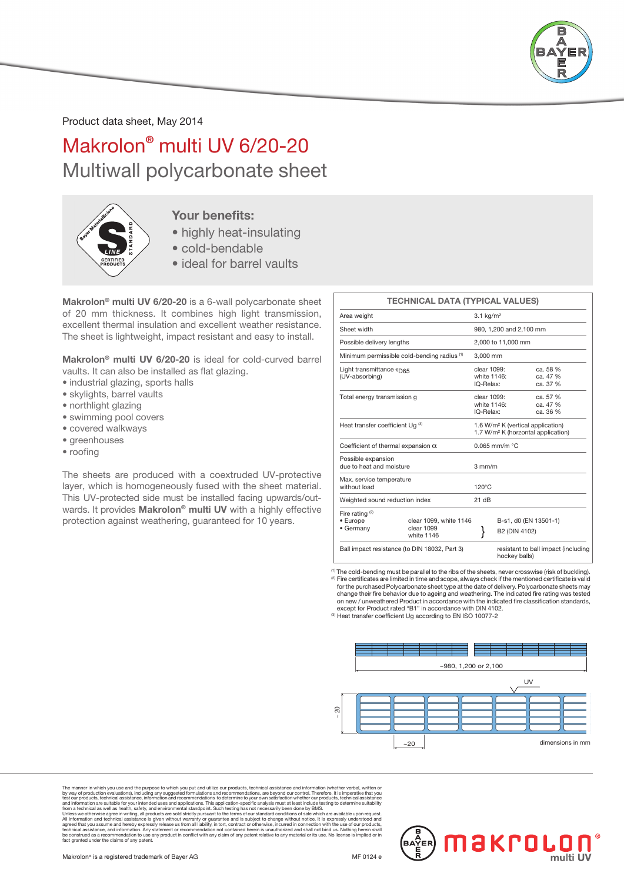Product data sheet, May 2014

# Makrolon® multi UV 6/20-20

## Multiwall polycarbonate sheet

### Your benefits:

- highly heat-insulating
- cold-bendable
- ideal for barrel vaults

**Makrolon® multi UV 6/20-20** is a 6-wall polycarbonate sheet of 20 mm thickness. It combines high light transmission, excellent thermal insulation and excellent weather resistance. The sheet is lightweight, impact resistant and easy to install.

**Makrolon® multi UV 6/20-20** is ideal for cold-curved barrel vaults. It can also be installed as flat glazing.

- industrial glazing, sports halls
- skylights, barrel vaults
- northlight glazing
- swimming pool covers
- covered walkways
- greenhouses
- roofing

The sheets are produced with a coextruded UV-protective layer, which is homogeneously fused with the sheet material. This UV-protected side must be installed facing upwards/outwards. It provides **Makrolon® multi UV** with a highly effective protection against weathering, guaranteed for 10 years.

| TECHNICAL DATA (TYPICAL VALUES) | | |
|---|---|---|
| Area weight | 3.1 kg/m² | |
| Sheet width | 980, 1,200 and 2,100 mm | |
| Possible delivery lengths | 2,000 to 11,000 mm | |
| Minimum permissible cold-bending radius [1] | 3,000 mm | |
| Light transmittance $\tau_{D65}$ (UV-absorbing) | clear 1099:<br>white 1146:<br>IQ-Relax: | ca. 58 %<br>ca. 47 %<br>ca. 36 % |
| Total energy transmission g | clear 1099:<br>white 1146:<br>IQ-Relax: | ca. 57 %<br>ca. 47 %<br>ca. 36 % |
| Heat transfer coefficient Ug [3] | 1.6 W/m² K (vertical application)<br>1.7 W/m² K (horizontal application) | |
| Coefficient of thermal expansion $\alpha$ | 0.065 mm/m °C | |
| Possible expansion due to heat and moisture | 3 mm/m | |
| Max. service temperature without load | 120°C | |
| Weighted sound reduction index | 21 dB | |
| Fire rating [2]<br>• Europe<br>• Germany | clear 1099, white 1146<br>clear 1099<br>white 1146 | B-s1, d0 (EN 13501-1)<br>B2 (DIN 4102) |
| Ball impact resistance (to DIN 18032, Part 3) | | resistant to ball impact (including hockey balls) |

[1] The cold-bending must be parallel to the ribs of the sheets, never crosswise (risk of buckling).
[2] Fire certificates are limited in time and scope, always check if the mentioned certificate is valid for the purchased Polycarbonate sheet type at the date of delivery. Polycarbonate sheets may change their fire behavior due to ageing and weathering. The indicated fire rating was tested on new / unweathered Product in accordance with the indicated fire classification standards, except for Product rated "B1" in accordance with DIN 4102.
[3] Heat transfer coefficient Ug according to EN ISO 10077-2

~980, 1,200 or 2,100

UV

~20

~20

dimensions in mm

The manner in which you use and the purpose to which you put and utilize our products, technical assistance and information (whether verbal, written or by way of production evaluations), including any suggested formulations and recommendations, are beyond our control. Therefore, it is imperative that you test our products, technical assistance, information and recommendations to determine to your own satisfaction whether our products, technical assistance and information are suitable for your intended uses and applications. This application-specific analysis must at least include testing to determine suitability from a technical as well as health, safety, and environmental standpoint. Such testing has not necessarily been done by BMS.
Unless we otherwise agree in writing, all products are sold strictly pursuant to the terms of our standard conditions of sale which are available upon request. All information and technical assistance is given without warranty or guarantee and is subject to change without notice. It is expressly understood and agreed that you assume and hereby expressly release us from all liability, in tort, contract or otherwise, incurred in connection with the use of our products, technical assistance, and information. Any statement or recommendation not contained herein is unauthorized and shall not bind us. Nothing herein shall be construed as a recommendation to use any product in conflict with any claim of any patent relative to any material or its use. No license is implied or in fact granted under the claims of any patent.

Makrolon® is a registered trademark of Bayer AG

MF 0124 e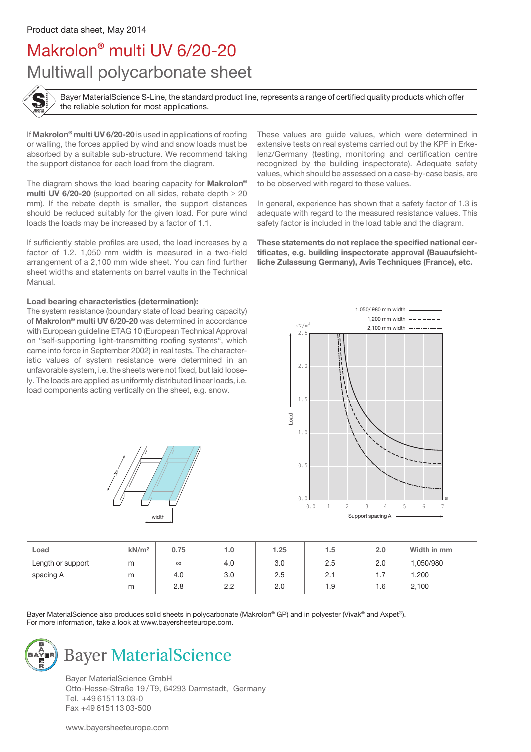Product data sheet, May 2014

# Makrolon® multi UV 6/20-20

## Multiwall polycarbonate sheet

Bayer MaterialScience S-Line, the standard product line, represents a range of certified quality products which offer the reliable solution for most applications.

If **Makrolon® multi UV 6/20-20** is used in applications of roofing or walling, the forces applied by wind and snow loads must be absorbed by a suitable sub-structure. We recommend taking the support distance for each load from the diagram.

The diagram shows the load bearing capacity for **Makrolon® multi UV 6/20-20** (supported on all sides, rebate depth ≥ 20 mm). If the rebate depth is smaller, the support distances should be reduced suitably for the given load. For pure wind loads the loads may be increased by a factor of 1.1.

If sufficiently stable profiles are used, the load increases by a factor of 1.2. 1,050 mm width is measured in a two-field arrangement of a 2,100 mm wide sheet. You can find further sheet widths and statements on barrel vaults in the Technical Manual.

**Load bearing characteristics (determination):**
The system resistance (boundary state of load bearing capacity) of **Makrolon® multi UV 6/20-20** was determined in accordance with European guideline ETAG 10 (European Technical Approval on "self-supporting light-transmitting roofing systems", which came into force in September 2002) in real tests. The characteristic values of system resistance were determined in an unfavorable system, i.e. the sheets were not fixed, but laid loosely. The loads are applied as uniformly distributed linear loads, i.e. load components acting vertically on the sheet, e.g. snow.

These values are guide values, which were determined in extensive tests on real systems carried out by the KPF in Erkelenz/Germany (testing, monitoring and certification centre recognized by the building inspectorate). Adequate safety values, which should be assessed on a case-by-case basis, are to be observed with regard to these values.

In general, experience has shown that a safety factor of 1.3 is adequate with regard to the measured resistance values. This safety factor is included in the load table and the diagram.

**These statements do not replace the specified national certificates, e.g. building inspectorate approval (Bauaufsichtliche Zulassung Germany), Avis Techniques (France), etc.**

A

width

1,050/ 980 mm width
1,200 mm width
2,100 mm width
kN/m²
Load
2.5
2.0
1.5
1.0
0.5
0.0
0.0 1 2 3 4 5 6 7
m
Support spacing A

| Load | kN/m² | 0.75 | 1.0 | 1.25 | 1.5 | 2.0 | Width in mm |
|---|---|---|---|---|---|---|---|
| Length or support spacing A | m | ∞ | 4.0 | 3.0 | 2.5 | 2.0 | 1,050/980 |
| | m | 4.0 | 3.0 | 2.5 | 2.1 | 1.7 | 1,200 |
| | m | 2.8 | 2.2 | 2.0 | 1.9 | 1.6 | 2,100 |

Bayer MaterialScience also produces solid sheets in polycarbonate (Makrolon® GP) and in polyester (Vivak® and Axpet®).
For more information, take a look at www.bayersheeteurope.com.

Bayer MaterialScience

Bayer MaterialScience GmbH
Otto-Hesse-Straße 19 / T9, 64293 Darmstadt, Germany
Tel. +49 6151 13 03-0
Fax +49 6151 13 03-500

www.bayersheeteurope.com